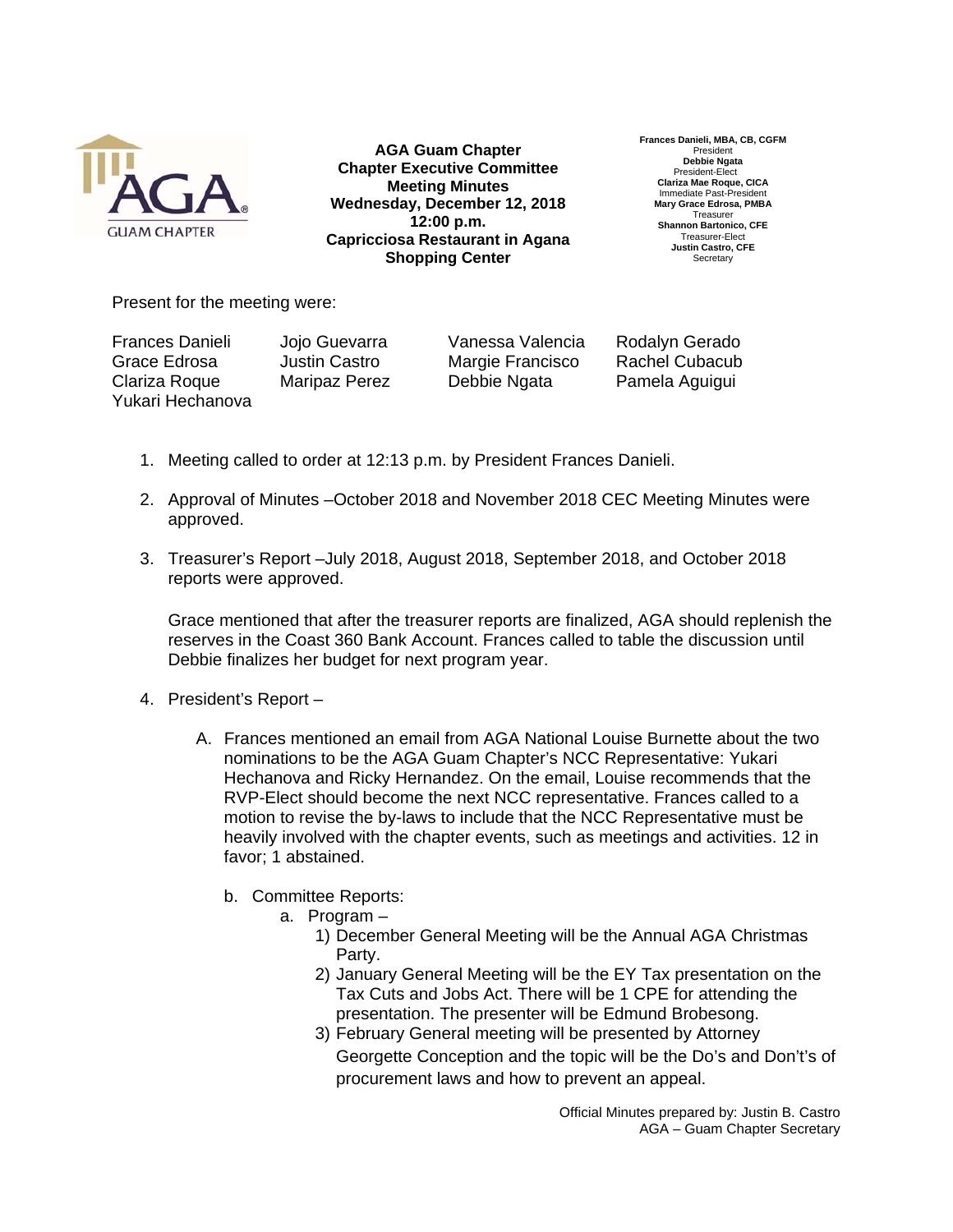**AGA Guam Chapter**
**Chapter Executive Committee**
**Meeting Minutes**
**Wednesday, December 12, 2018**
**12:00 p.m.**
**Capricciosa Restaurant in Agana Shopping Center**

**Frances Danieli, MBA, CB, CGFM**
President
**Debbie Ngata**
President-Elect
**Clariza Mae Roque, CICA**
Immediate Past-President
**Mary Grace Edrosa, PMBA**
Treasurer
**Shannon Bartonico, CFE**
Treasurer-Elect
**Justin Castro, CFE**
Secretary

Present for the meeting were:

| | | | |
|---|---|---|---|
| Frances Danieli | Jojo Guevarra | Vanessa Valencia | Rodalyn Gerado |
| Grace Edrosa | Justin Castro | Margie Francisco | Rachel Cubacub |
| Clariza Roque | Maripaz Perez | Debbie Ngata | Pamela Aguigui |
| Yukari Hechanova | | | |

1. Meeting called to order at 12:13 p.m. by President Frances Danieli.

2. Approval of Minutes –October 2018 and November 2018 CEC Meeting Minutes were approved.

3. Treasurer's Report –July 2018, August 2018, September 2018, and October 2018 reports were approved.

   Grace mentioned that after the treasurer reports are finalized, AGA should replenish the reserves in the Coast 360 Bank Account. Frances called to table the discussion until Debbie finalizes her budget for next program year.

4. President's Report –

   A. Frances mentioned an email from AGA National Louise Burnette about the two nominations to be the AGA Guam Chapter's NCC Representative: Yukari Hechanova and Ricky Hernandez. On the email, Louise recommends that the RVP-Elect should become the next NCC representative. Frances called to a motion to revise the by-laws to include that the NCC Representative must be heavily involved with the chapter events, such as meetings and activities. 12 in favor; 1 abstained.

   b. Committee Reports:
      a. Program –
         1) December General Meeting will be the Annual AGA Christmas Party.
         2) January General Meeting will be the EY Tax presentation on the Tax Cuts and Jobs Act. There will be 1 CPE for attending the presentation. The presenter will be Edmund Brobesong.
         3) February General meeting will be presented by Attorney Georgette Conception and the topic will be the Do's and Don't's of procurement laws and how to prevent an appeal.

Official Minutes prepared by: Justin B. Castro
AGA – Guam Chapter Secretary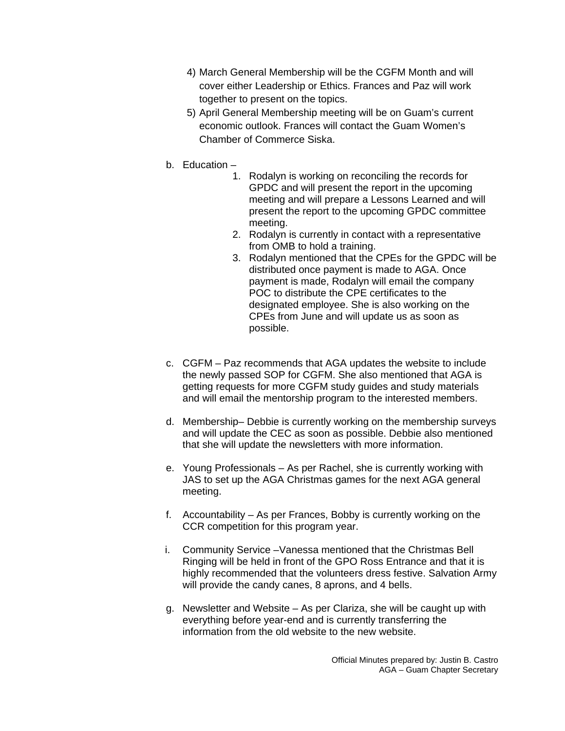4) March General Membership will be the CGFM Month and will cover either Leadership or Ethics. Frances and Paz will work together to present on the topics.
5) April General Membership meeting will be on Guam's current economic outlook. Frances will contact the Guam Women's Chamber of Commerce Siska.

b. Education –
   1. Rodalyn is working on reconciling the records for GPDC and will present the report in the upcoming meeting and will prepare a Lessons Learned and will present the report to the upcoming GPDC committee meeting.
   2. Rodalyn is currently in contact with a representative from OMB to hold a training.
   3. Rodalyn mentioned that the CPEs for the GPDC will be distributed once payment is made to AGA. Once payment is made, Rodalyn will email the company POC to distribute the CPE certificates to the designated employee. She is also working on the CPEs from June and will update us as soon as possible.

c. CGFM – Paz recommends that AGA updates the website to include the newly passed SOP for CGFM. She also mentioned that AGA is getting requests for more CGFM study guides and study materials and will email the mentorship program to the interested members.

d. Membership– Debbie is currently working on the membership surveys and will update the CEC as soon as possible. Debbie also mentioned that she will update the newsletters with more information.

e. Young Professionals – As per Rachel, she is currently working with JAS to set up the AGA Christmas games for the next AGA general meeting.

f. Accountability – As per Frances, Bobby is currently working on the CCR competition for this program year.

i. Community Service –Vanessa mentioned that the Christmas Bell Ringing will be held in front of the GPO Ross Entrance and that it is highly recommended that the volunteers dress festive. Salvation Army will provide the candy canes, 8 aprons, and 4 bells.

g. Newsletter and Website – As per Clariza, she will be caught up with everything before year-end and is currently transferring the information from the old website to the new website.

Official Minutes prepared by: Justin B. Castro
AGA – Guam Chapter Secretary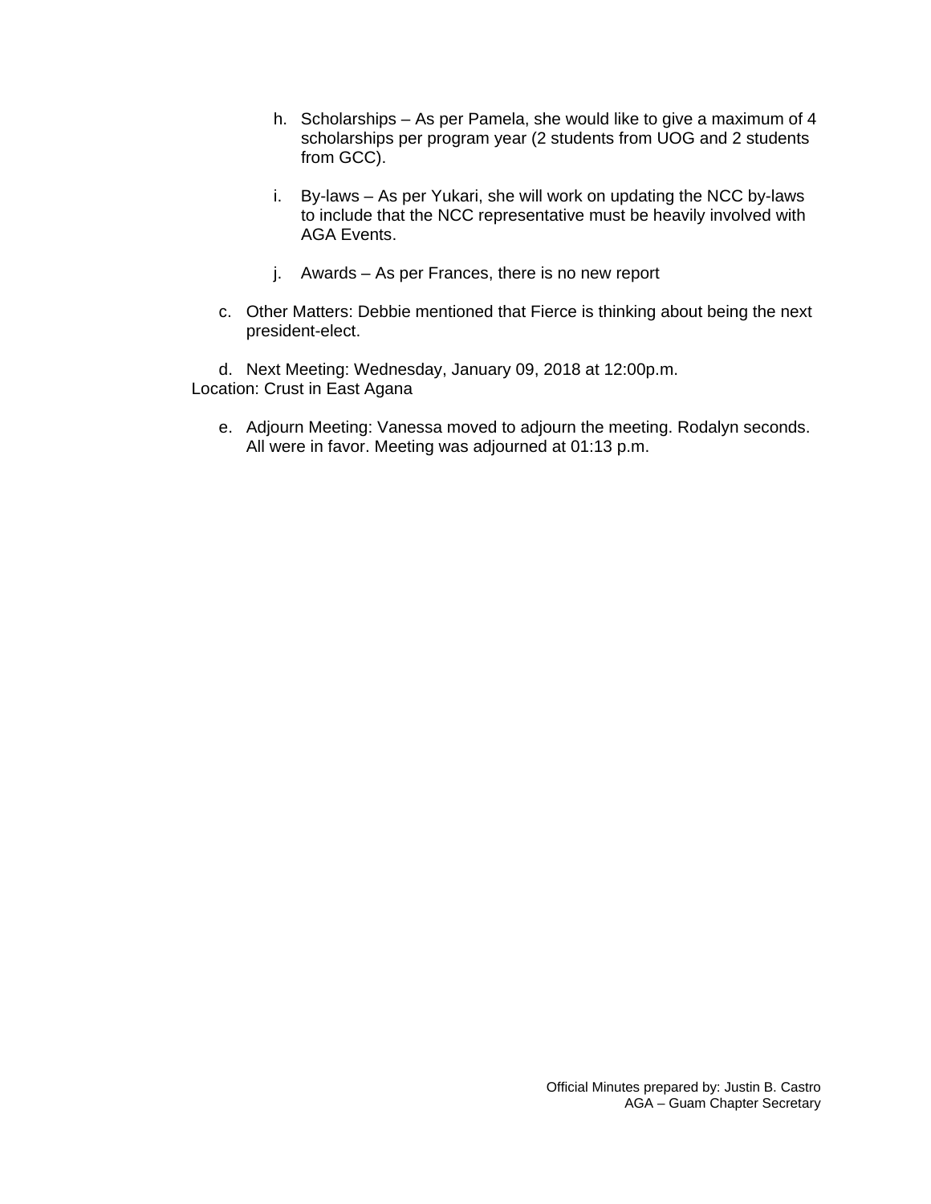h. Scholarships – As per Pamela, she would like to give a maximum of 4 scholarships per program year (2 students from UOG and 2 students from GCC).

i. By-laws – As per Yukari, she will work on updating the NCC by-laws to include that the NCC representative must be heavily involved with AGA Events.

j. Awards – As per Frances, there is no new report

c. Other Matters: Debbie mentioned that Fierce is thinking about being the next president-elect.

d. Next Meeting: Wednesday, January 09, 2018 at 12:00p.m.
Location: Crust in East Agana

e. Adjourn Meeting: Vanessa moved to adjourn the meeting. Rodalyn seconds. All were in favor. Meeting was adjourned at 01:13 p.m.

Official Minutes prepared by: Justin B. Castro
AGA – Guam Chapter Secretary